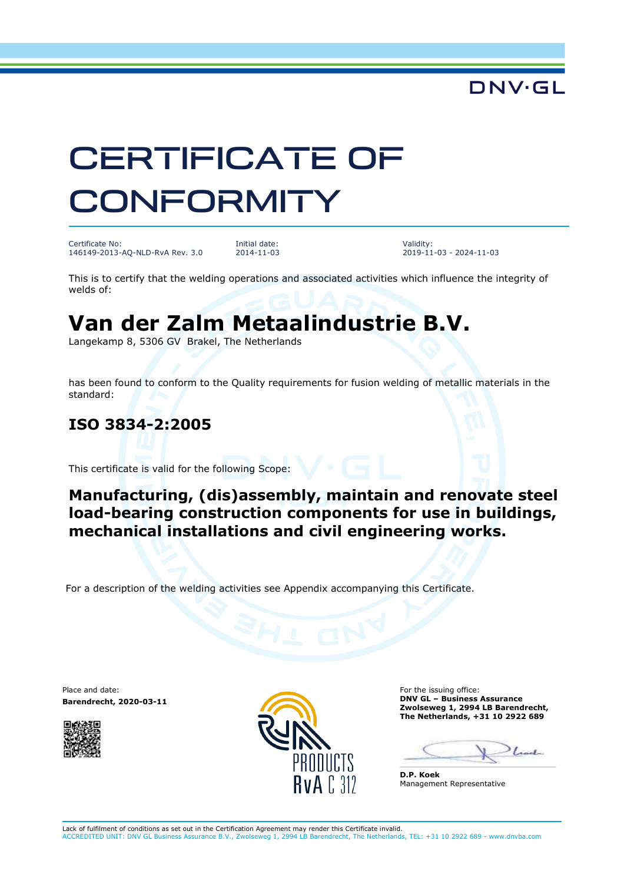DNV·GL

# CERTIFICATE OF CONFORMITY

| Certificate No: | Initial date: | Validity: |
|---|---|---|
| 146149-2013-AQ-NLD-RvA Rev. 3.0 | 2014-11-03 | 2019-11-03 - 2024-11-03 |

This is to certify that the welding operations and associated activities which influence the integrity of welds of:

## Van der Zalm Metaalindustrie B.V.

Langekamp 8, 5306 GV Brakel, The Netherlands

has been found to conform to the Quality requirements for fusion welding of metallic materials in the standard:

### ISO 3834-2:2005

This certificate is valid for the following Scope:

**Manufacturing, (dis)assembly, maintain and renovate steel load-bearing construction components for use in buildings, mechanical installations and civil engineering works.**

For a description of the welding activities see Appendix accompanying this Certificate.

Place and date:
**Barendrecht, 2020-03-11**

RvA PRODUCTS RvA C 312

For the issuing office:
**DNV GL – Business Assurance**
**Zwolseweg 1, 2994 LB Barendrecht,**
**The Netherlands, +31 10 2922 689**

**D.P. Koek**
Management Representative

Lack of fulfilment of conditions as set out in the Certification Agreement may render this Certificate invalid.
ACCREDITED UNIT: DNV GL Business Assurance B.V., Zwolseweg 1, 2994 LB Barendrecht, The Netherlands, TEL: +31 10 2922 689 - www.dnvba.com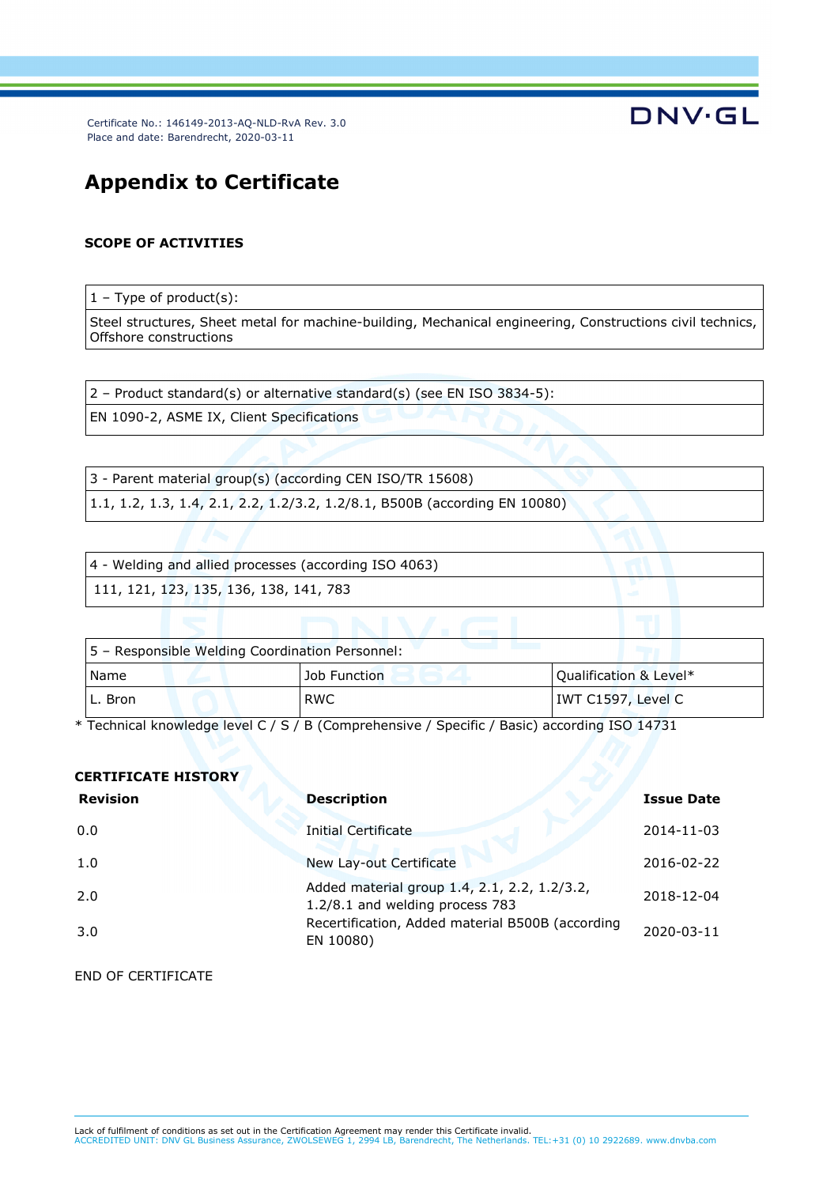Certificate No.: 146149-2013-AQ-NLD-RvA Rev. 3.0
Place and date: Barendrecht, 2020-03-11

# Appendix to Certificate

### SCOPE OF ACTIVITIES

| 1 – Type of product(s): |
|---|
| Steel structures, Sheet metal for machine-building, Mechanical engineering, Constructions civil technics, Offshore constructions |

| 2 – Product standard(s) or alternative standard(s) (see EN ISO 3834-5): |
|---|
| EN 1090-2, ASME IX, Client Specifications |

| 3 - Parent material group(s) (according CEN ISO/TR 15608) |
|---|
| 1.1, 1.2, 1.3, 1.4, 2.1, 2.2, 1.2/3.2, 1.2/8.1, B500B (according EN 10080) |

| 4 - Welding and allied processes (according ISO 4063) |
|---|
| 111, 121, 123, 135, 136, 138, 141, 783 |

| 5 – Responsible Welding Coordination Personnel: | | |
|---|---|---|
| Name | Job Function | Qualification & Level* |
| L. Bron | RWC | IWT C1597, Level C |

* Technical knowledge level C / S / B (Comprehensive / Specific / Basic) according ISO 14731

### CERTIFICATE HISTORY

| Revision | Description | Issue Date |
|---|---|---|
| 0.0 | Initial Certificate | 2014-11-03 |
| 1.0 | New Lay-out Certificate | 2016-02-22 |
| 2.0 | Added material group 1.4, 2.1, 2.2, 1.2/3.2, 1.2/8.1 and welding process 783 | 2018-12-04 |
| 3.0 | Recertification, Added material B500B (according EN 10080) | 2020-03-11 |

END OF CERTIFICATE

Lack of fulfilment of conditions as set out in the Certification Agreement may render this Certificate invalid.
ACCREDITED UNIT: DNV GL Business Assurance, ZWOLSEWEG 1, 2994 LB, Barendrecht, The Netherlands. TEL:+31 (0) 10 2922689. www.dnvba.com